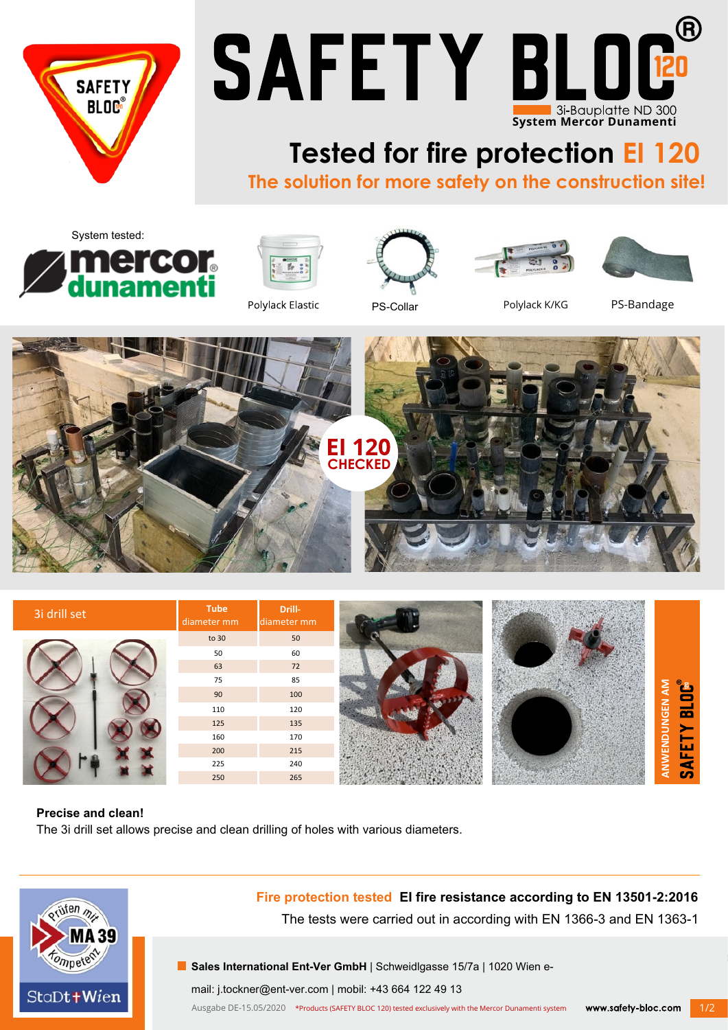# SAFETY BLOC® 120

3i-Bauplatte ND 300

**System Mercor Dunamenti**

## Tested for fire protection EI 120

**The solution for more safety on the construction site!**

System tested: mercor dunamenti

Polylack Elastic | PS-Collar | Polylack K/KG | PS-Bandage

EI 120 CHECKED

| 3i drill set Tube diameter mm | Drill-diameter mm |
|---|---|
| to 30 | 50 |
| 50 | 60 |
| 63 | 72 |
| 75 | 85 |
| 90 | 100 |
| 110 | 120 |
| 125 | 135 |
| 160 | 170 |
| 200 | 215 |
| 225 | 240 |
| 250 | 265 |

ANWENDUNGEN AM SAFETY BLOC®

**Precise and clean!**

The 3i drill set allows precise and clean drilling of holes with various diameters.

**Fire protection tested EI fire resistance according to EN 13501-2:2016**

The tests were carried out in according with EN 1366-3 and EN 1363-1

Prüfen mit Kompetenz MA 39 StaDt Wien

**Sales International Ent-Ver GmbH** | Schweidlgasse 15/7a | 1020 Wien e-mail: j.tockner@ent-ver.com | mobil: +43 664 122 49 13

Ausgabe DE-15.05/2020 *Products (SAFETY BLOC 120) tested exclusively with the Mercor Dunamenti system

www.safety-bloc.com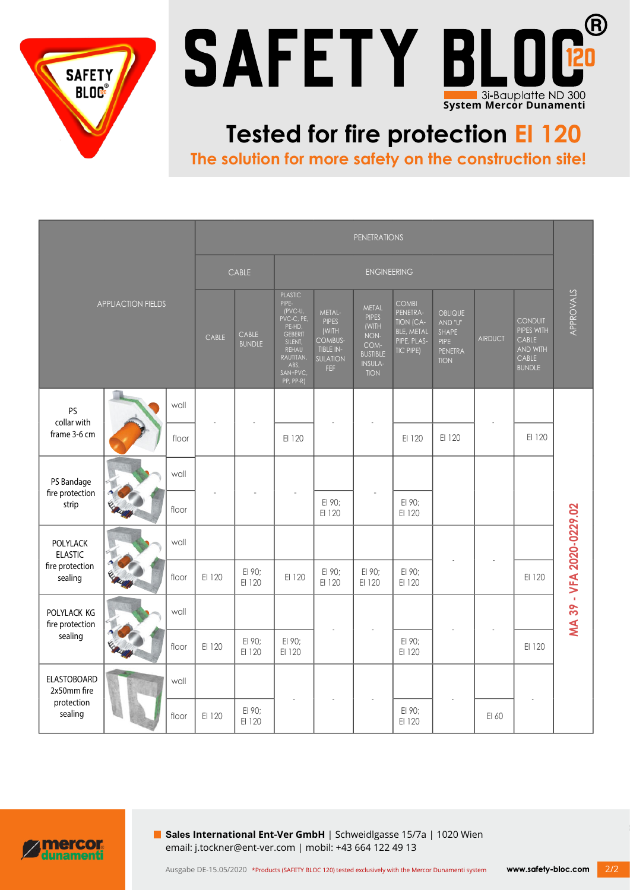# SAFETY BLOC® 120

3i-Bauplatte ND 300
System Mercor Dunamenti

## Tested for fire protection EI 120

### The solution for more safety on the construction site!

| APPLIACTION FIELDS | | | PENETRATIONS | | | | | | | | | APPROVALS |
|---|---|---|---|---|---|---|---|---|---|---|---|---|
| | | | CABLE | | ENGINEERING | | | | | | | |
| | | | CABLE | CABLE BUNDLE | PLASTIC PIPE- (PVC-U, PVC-C, PE, PE-HD, GEBERIT SILENT, REHAU RAUTITAN, ABS, SAN+PVC, PP, PP-R) | METAL-PIPES (WITH COMBUSTIBLE INSULATION FEF | METAL PIPES (WITH NON-COMBUSTIBLE INSULATION | COMBI PENETRATION (CABLE, METAL PIPE, PLASTIC PIPE) | OBLIQUE AND "U" SHAPE PIPE PENETRATION | AIRDUCT | CONDUIT PIPES WITH CABLE AND WITH CABLE BUNDLE | |
| PS collar with frame 3-6 cm | | wall | - | - | | - | - | | | - | | MA 39 - VFA 2020-0229.02 |
| | | floor | | | EI 120 | | | EI 120 | EI 120 | | EI 120 | |
| PS Bandage fire protection strip | | wall | - | - | - | | - | | | | | |
| | | floor | | | | EI 90; EI 120 | | EI 90; EI 120 | | | | |
| POLYLACK ELASTIC fire protection sealing | | wall | | | | | | | - | - | | |
| | | floor | EI 120 | EI 90; EI 120 | EI 120 | EI 90; EI 120 | EI 90; EI 120 | EI 90; EI 120 | | | EI 120 | |
| POLYLACK KG fire protection sealing | | wall | | | | - | - | | - | - | | |
| | | floor | EI 120 | EI 90; EI 120 | EI 90; EI 120 | | | EI 90; EI 120 | | | EI 120 | |
| ELASTOBOARD 2x50mm fire protection sealing | | wall | | | - | - | - | | - | | - | |
| | | floor | EI 120 | EI 90; EI 120 | | | | EI 90; EI 120 | | EI 60 | | |

**Sales International Ent-Ver GmbH** | Schweidlgasse 15/7a | 1020 Wien
email: j.tockner@ent-ver.com | mobil: +43 664 122 49 13

Ausgabe DE-15.05/2020 *Products (SAFETY BLOC 120) tested exclusively with the Mercor Dunamenti system

www.safety-bloc.com